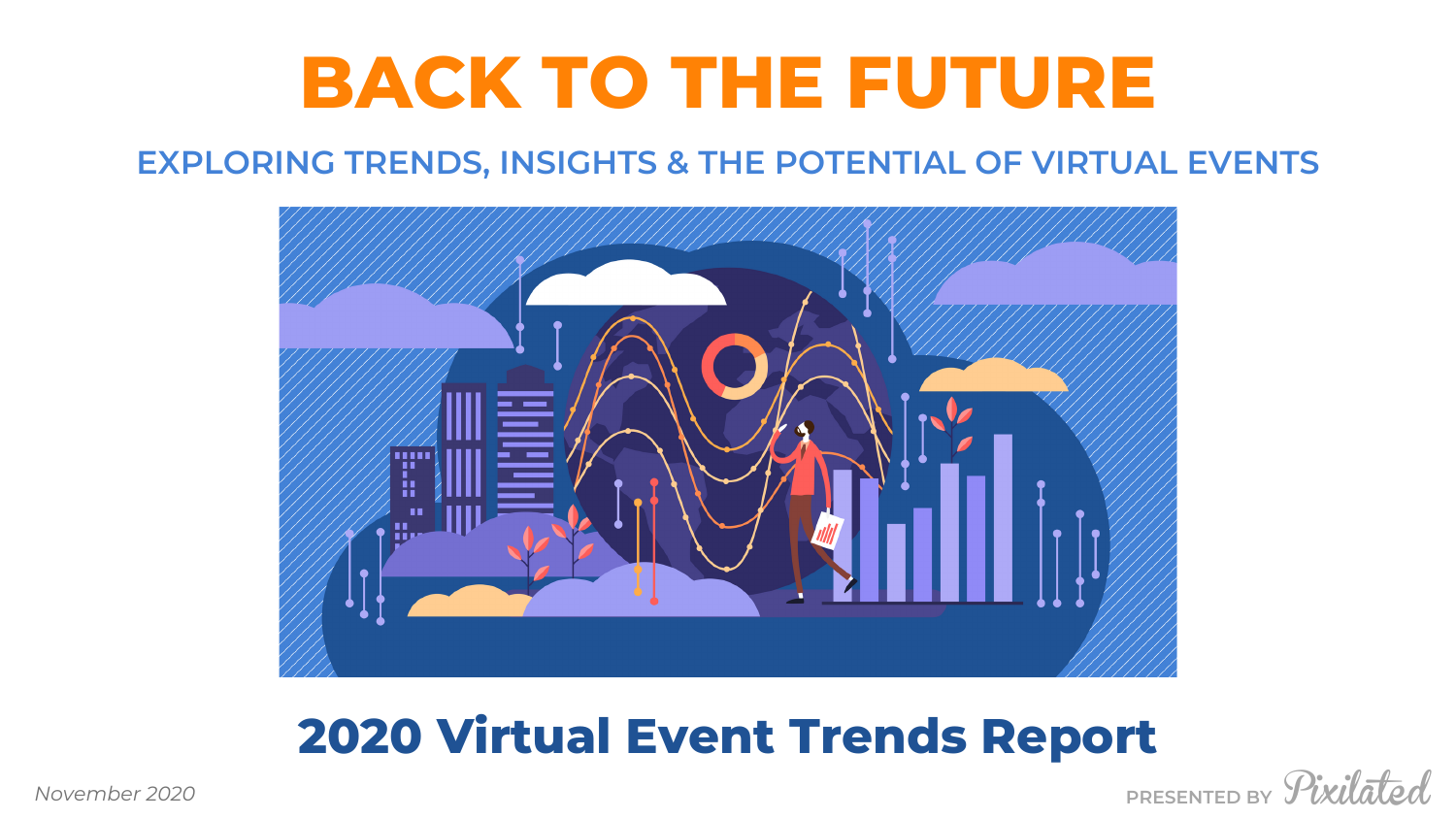# BACK TO THE FUTURE

## EXPLORING TRENDS, INSIGHTS & THE POTENTIAL OF VIRTUAL EVENTS

## 2020 Virtual Event Trends Report

*November 2020*

PRESENTED BY Pixilated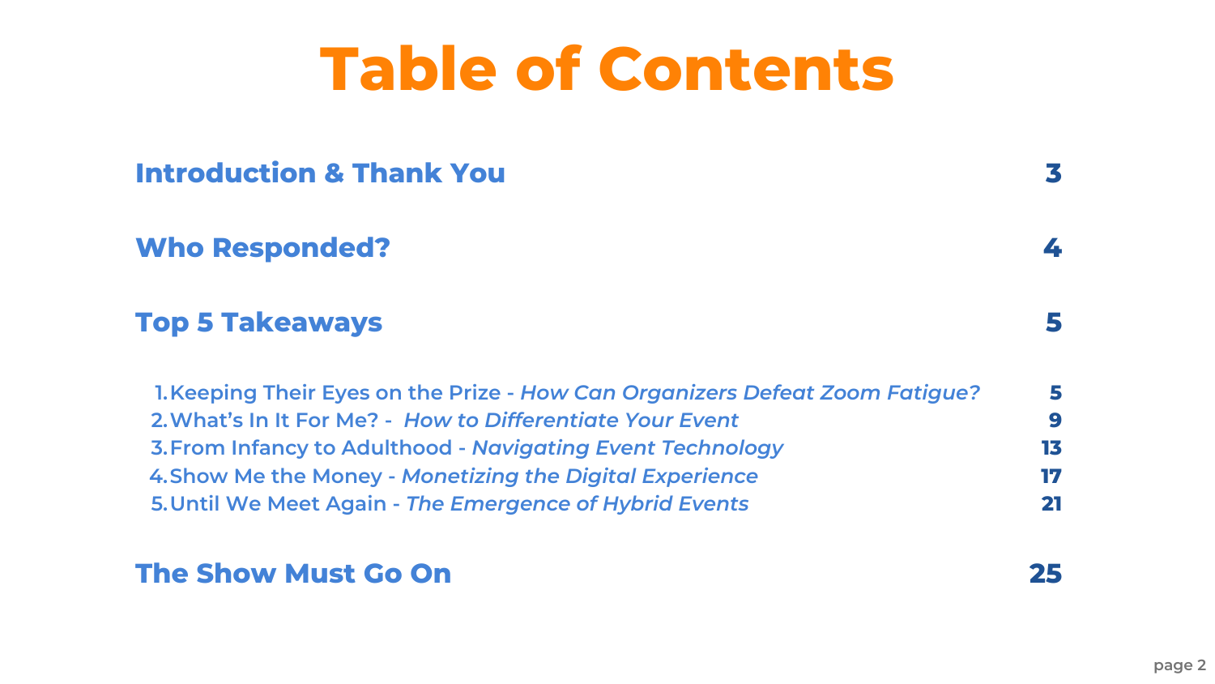# Table of Contents

| | |
|---|---|
| **Introduction & Thank You** | **3** |
| **Who Responded?** | **4** |
| **Top 5 Takeaways** | **5** |
| 1. Keeping Their Eyes on the Prize - *How Can Organizers Defeat Zoom Fatigue?* | **5** |
| 2. What's In It For Me? - *How to Differentiate Your Event* | **9** |
| 3. From Infancy to Adulthood - *Navigating Event Technology* | **13** |
| 4. Show Me the Money - *Monetizing the Digital Experience* | **17** |
| 5. Until We Meet Again - *The Emergence of Hybrid Events* | **21** |
| **The Show Must Go On** | **25** |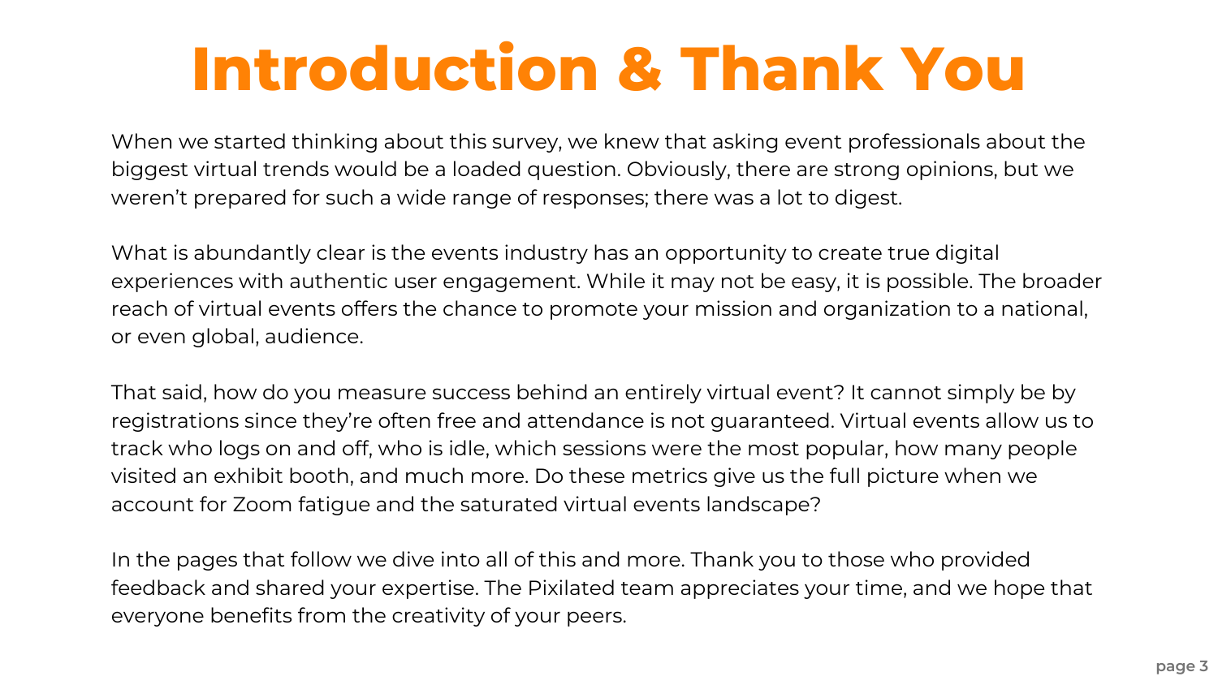# Introduction & Thank You

When we started thinking about this survey, we knew that asking event professionals about the biggest virtual trends would be a loaded question. Obviously, there are strong opinions, but we weren't prepared for such a wide range of responses; there was a lot to digest.

What is abundantly clear is the events industry has an opportunity to create true digital experiences with authentic user engagement. While it may not be easy, it is possible. The broader reach of virtual events offers the chance to promote your mission and organization to a national, or even global, audience.

That said, how do you measure success behind an entirely virtual event? It cannot simply be by registrations since they're often free and attendance is not guaranteed. Virtual events allow us to track who logs on and off, who is idle, which sessions were the most popular, how many people visited an exhibit booth, and much more. Do these metrics give us the full picture when we account for Zoom fatigue and the saturated virtual events landscape?

In the pages that follow we dive into all of this and more. Thank you to those who provided feedback and shared your expertise. The Pixilated team appreciates your time, and we hope that everyone benefits from the creativity of your peers.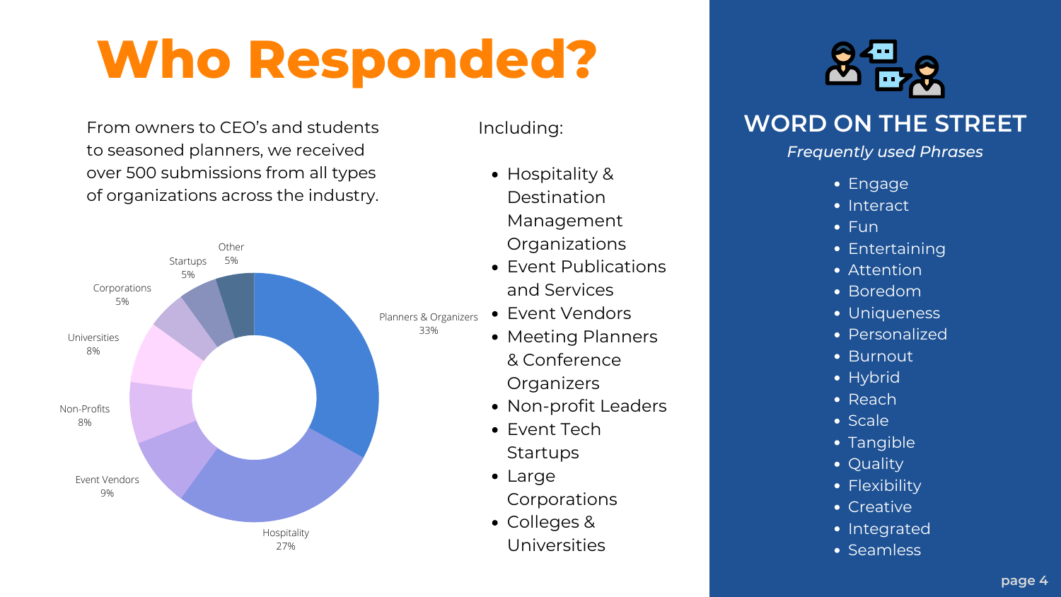# Who Responded?

From owners to CEO's and students to seasoned planners, we received over 500 submissions from all types of organizations across the industry.

| Category | Percentage |
| --- | --- |
| Planners & Organizers | 33% |
| Hospitality | 27% |
| Event Vendors | 9% |
| Non-Profits | 8% |
| Universities | 8% |
| Corporations | 5% |
| Startups | 5% |
| Other | 5% |

Including:

- Hospitality & Destination Management Organizations
- Event Publications and Services
- Event Vendors
- Meeting Planners & Conference Organizers
- Non-profit Leaders
- Event Tech Startups
- Large Corporations
- Colleges & Universities

## WORD ON THE STREET

*Frequently used Phrases*

- Engage
- Interact
- Fun
- Entertaining
- Attention
- Boredom
- Uniqueness
- Personalized
- Burnout
- Hybrid
- Reach
- Scale
- Tangible
- Quality
- Flexibility
- Creative
- Integrated
- Seamless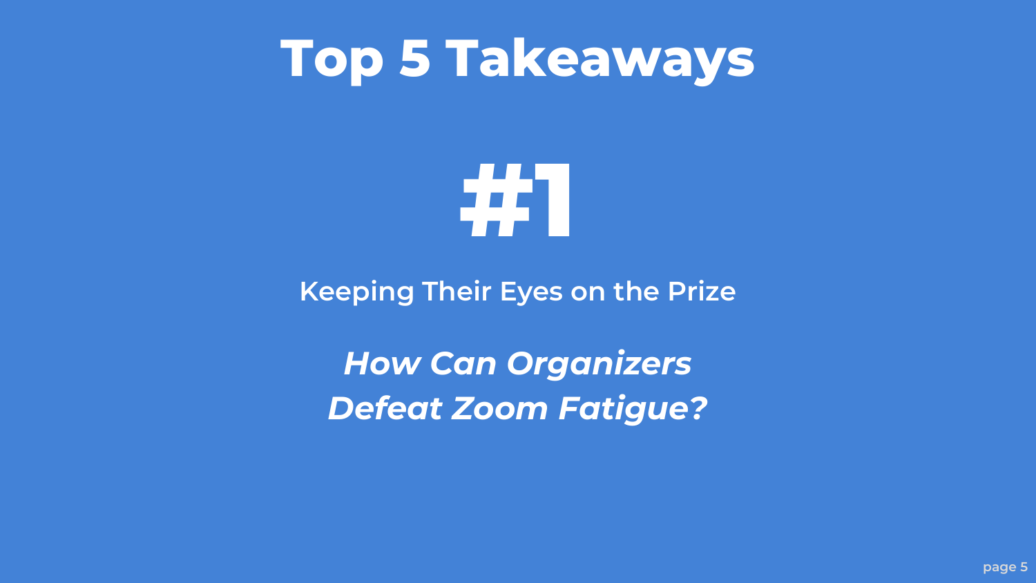# Top 5 Takeaways

## #1

Keeping Their Eyes on the Prize

***How Can Organizers Defeat Zoom Fatigue?***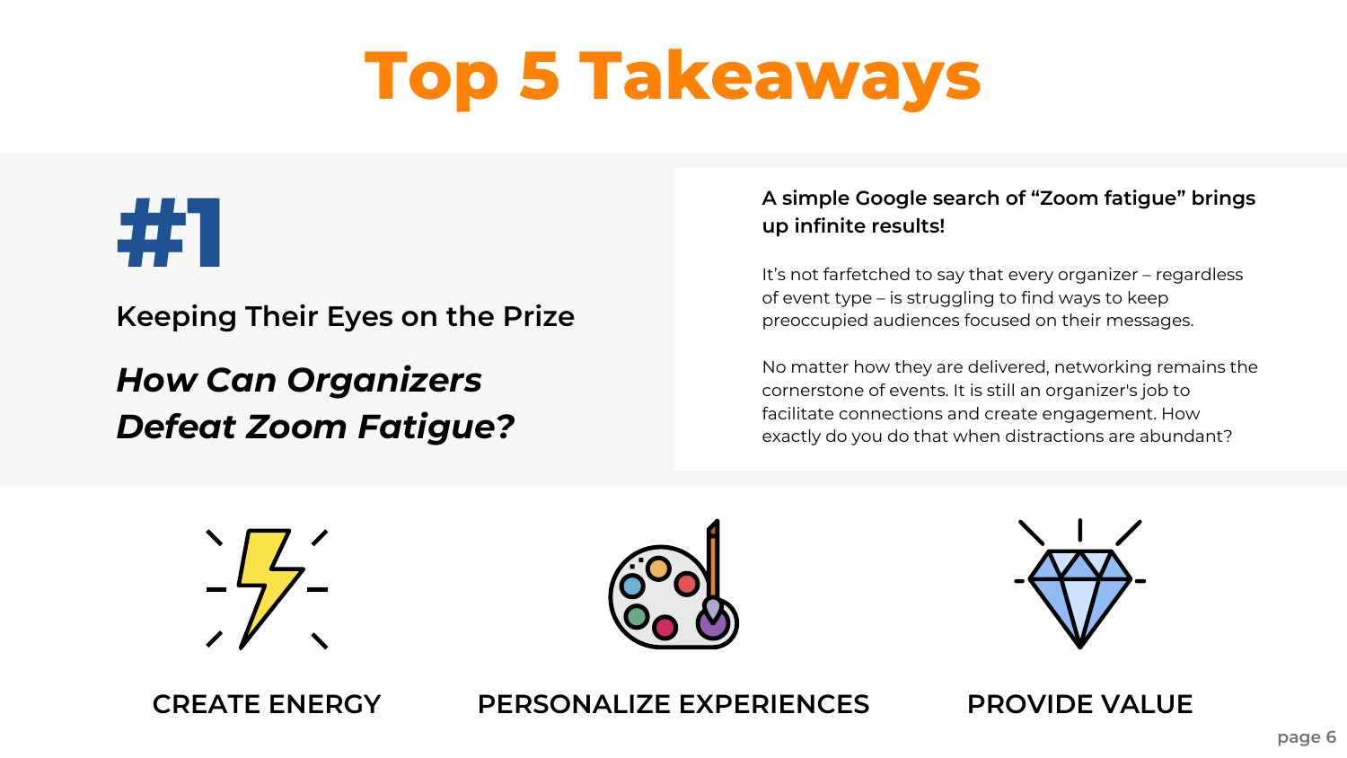# Top 5 Takeaways

## #1

### Keeping Their Eyes on the Prize

### *How Can Organizers Defeat Zoom Fatigue?*

**A simple Google search of “Zoom fatigue” brings up infinite results!**

It’s not farfetched to say that every organizer – regardless of event type – is struggling to find ways to keep preoccupied audiences focused on their messages.

No matter how they are delivered, networking remains the cornerstone of events. It is still an organizer's job to facilitate connections and create engagement. How exactly do you do that when distractions are abundant?

CREATE ENERGY

PERSONALIZE EXPERIENCES

PROVIDE VALUE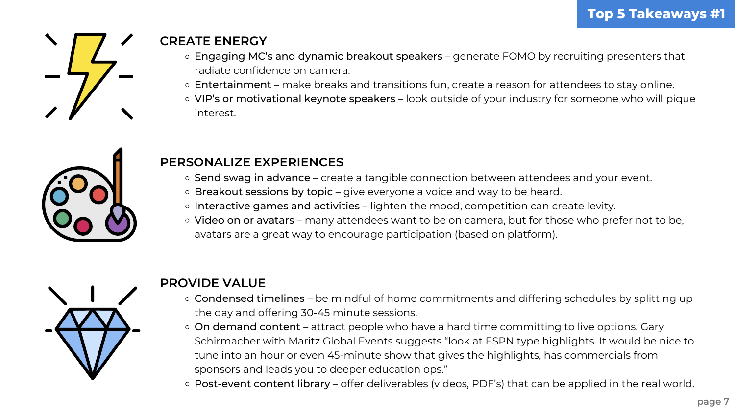# Top 5 Takeaways #1

## CREATE ENERGY

- Engaging MC's and dynamic breakout speakers – generate FOMO by recruiting presenters that radiate confidence on camera.
- Entertainment – make breaks and transitions fun, create a reason for attendees to stay online.
- VIP's or motivational keynote speakers – look outside of your industry for someone who will pique interest.

## PERSONALIZE EXPERIENCES

- Send swag in advance – create a tangible connection between attendees and your event.
- Breakout sessions by topic – give everyone a voice and way to be heard.
- Interactive games and activities – lighten the mood, competition can create levity.
- Video on or avatars – many attendees want to be on camera, but for those who prefer not to be, avatars are a great way to encourage participation (based on platform).

## PROVIDE VALUE

- Condensed timelines – be mindful of home commitments and differing schedules by splitting up the day and offering 30-45 minute sessions.
- On demand content – attract people who have a hard time committing to live options. Gary Schirmacher with Maritz Global Events suggests "look at ESPN type highlights. It would be nice to tune into an hour or even 45-minute show that gives the highlights, has commercials from sponsors and leads you to deeper education ops."
- Post-event content library – offer deliverables (videos, PDF's) that can be applied in the real world.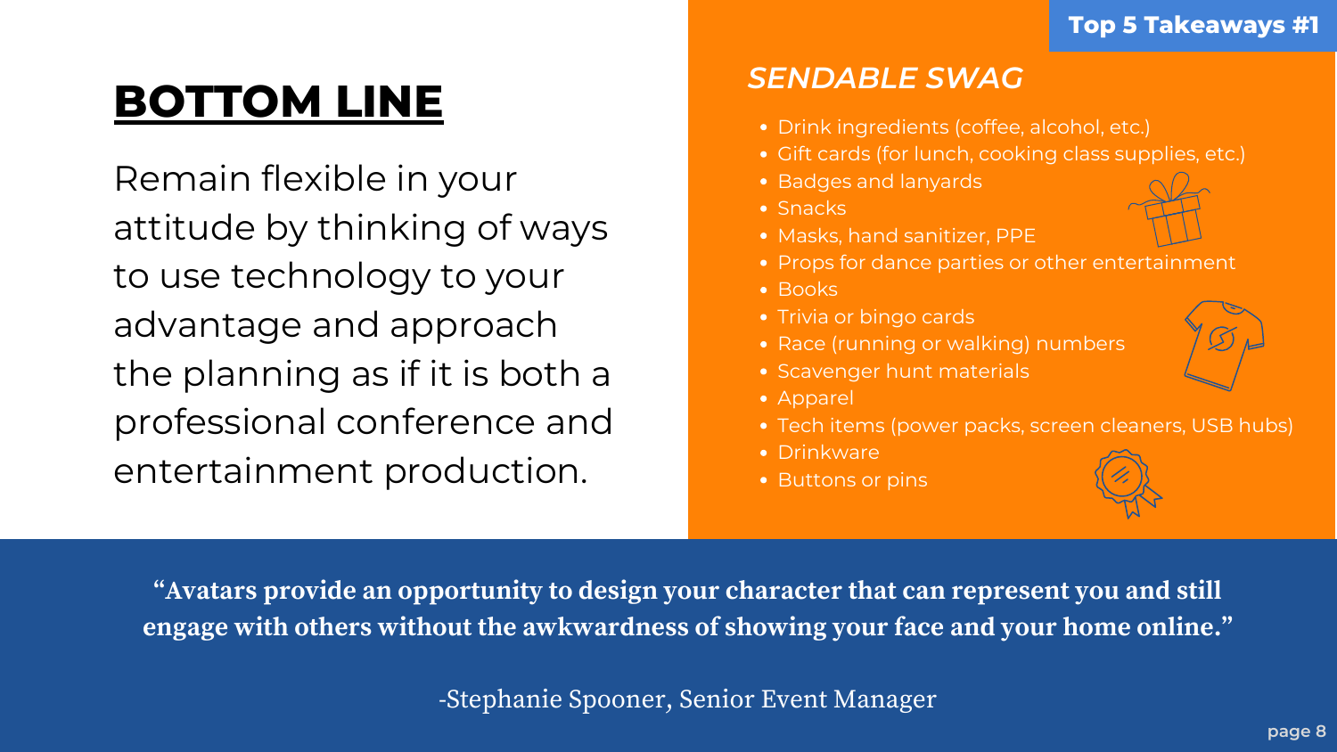Top 5 Takeaways #1

# BOTTOM LINE

Remain flexible in your attitude by thinking of ways to use technology to your advantage and approach the planning as if it is both a professional conference and entertainment production.

## *SENDABLE SWAG*

- Drink ingredients (coffee, alcohol, etc.)
- Gift cards (for lunch, cooking class supplies, etc.)
- Badges and lanyards
- Snacks
- Masks, hand sanitizer, PPE
- Props for dance parties or other entertainment
- Books
- Trivia or bingo cards
- Race (running or walking) numbers
- Scavenger hunt materials
- Apparel
- Tech items (power packs, screen cleaners, USB hubs)
- Drinkware
- Buttons or pins

**"Avatars provide an opportunity to design your character that can represent you and still engage with others without the awkwardness of showing your face and your home online."**

-Stephanie Spooner, Senior Event Manager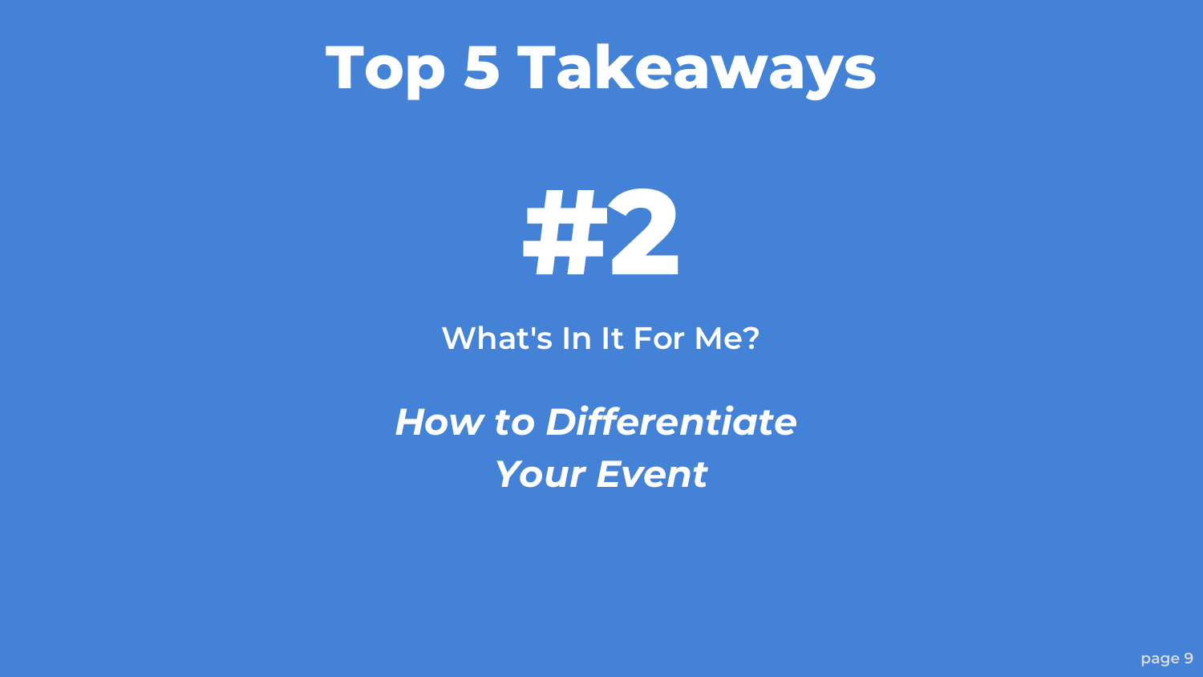# Top 5 Takeaways

## #2

What's In It For Me?

***How to Differentiate Your Event***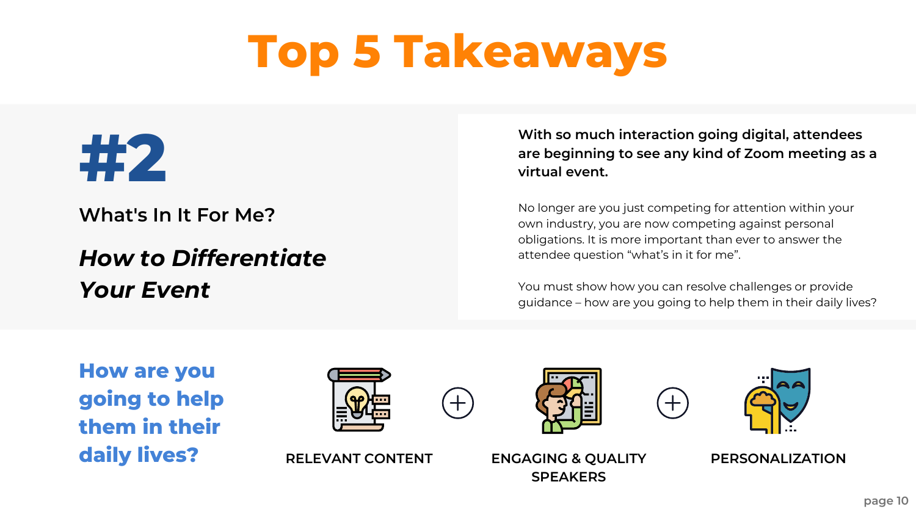# Top 5 Takeaways

## #2

What's In It For Me?

***How to Differentiate Your Event***

**With so much interaction going digital, attendees are beginning to see any kind of Zoom meeting as a virtual event.**

No longer are you just competing for attention within your own industry, you are now competing against personal obligations. It is more important than ever to answer the attendee question "what's in it for me".

You must show how you can resolve challenges or provide guidance – how are you going to help them in their daily lives?

**How are you going to help them in their daily lives?**

RELEVANT CONTENT + ENGAGING & QUALITY SPEAKERS + PERSONALIZATION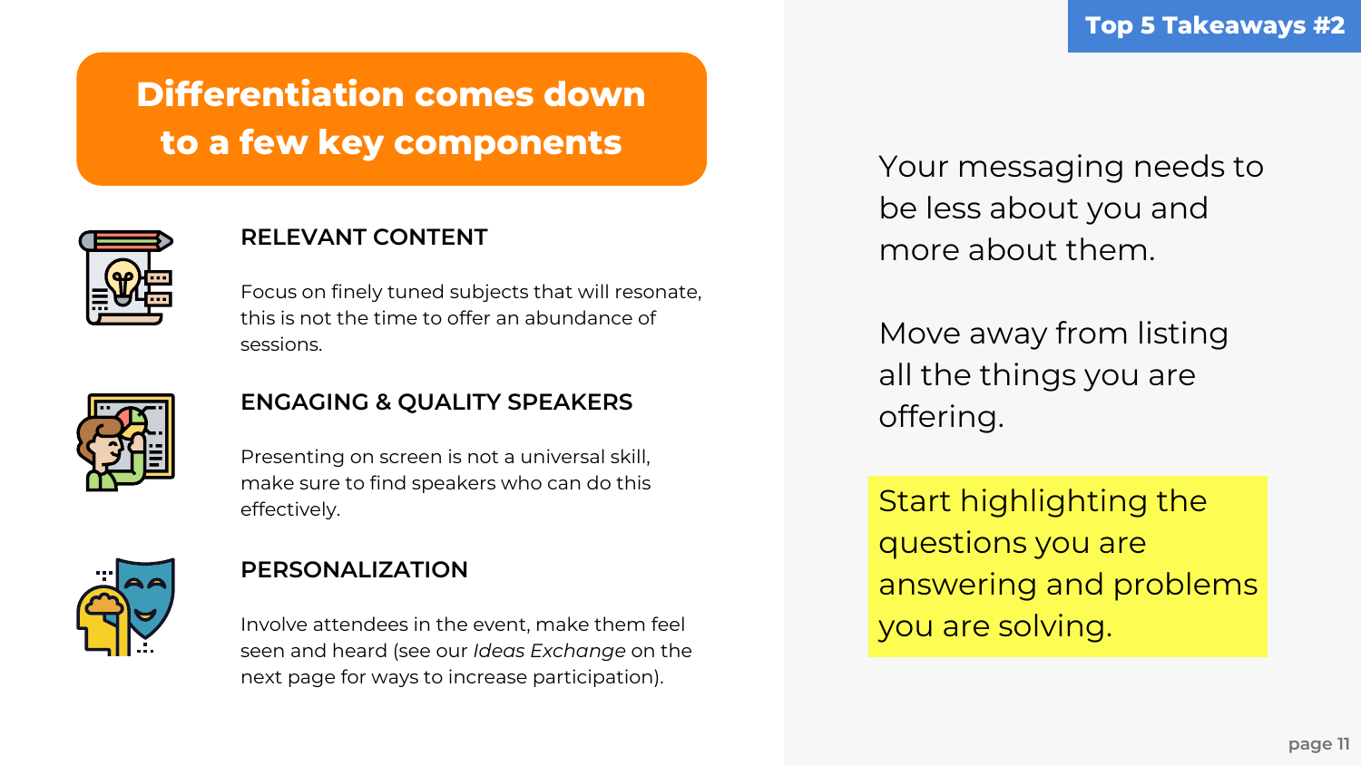Top 5 Takeaways #2

# Differentiation comes down to a few key components

### RELEVANT CONTENT

Focus on finely tuned subjects that will resonate, this is not the time to offer an abundance of sessions.

### ENGAGING & QUALITY SPEAKERS

Presenting on screen is not a universal skill, make sure to find speakers who can do this effectively.

### PERSONALIZATION

Involve attendees in the event, make them feel seen and heard (see our *Ideas Exchange* on the next page for ways to increase participation).

Your messaging needs to be less about you and more about them.

Move away from listing all the things you are offering.

Start highlighting the questions you are answering and problems you are solving.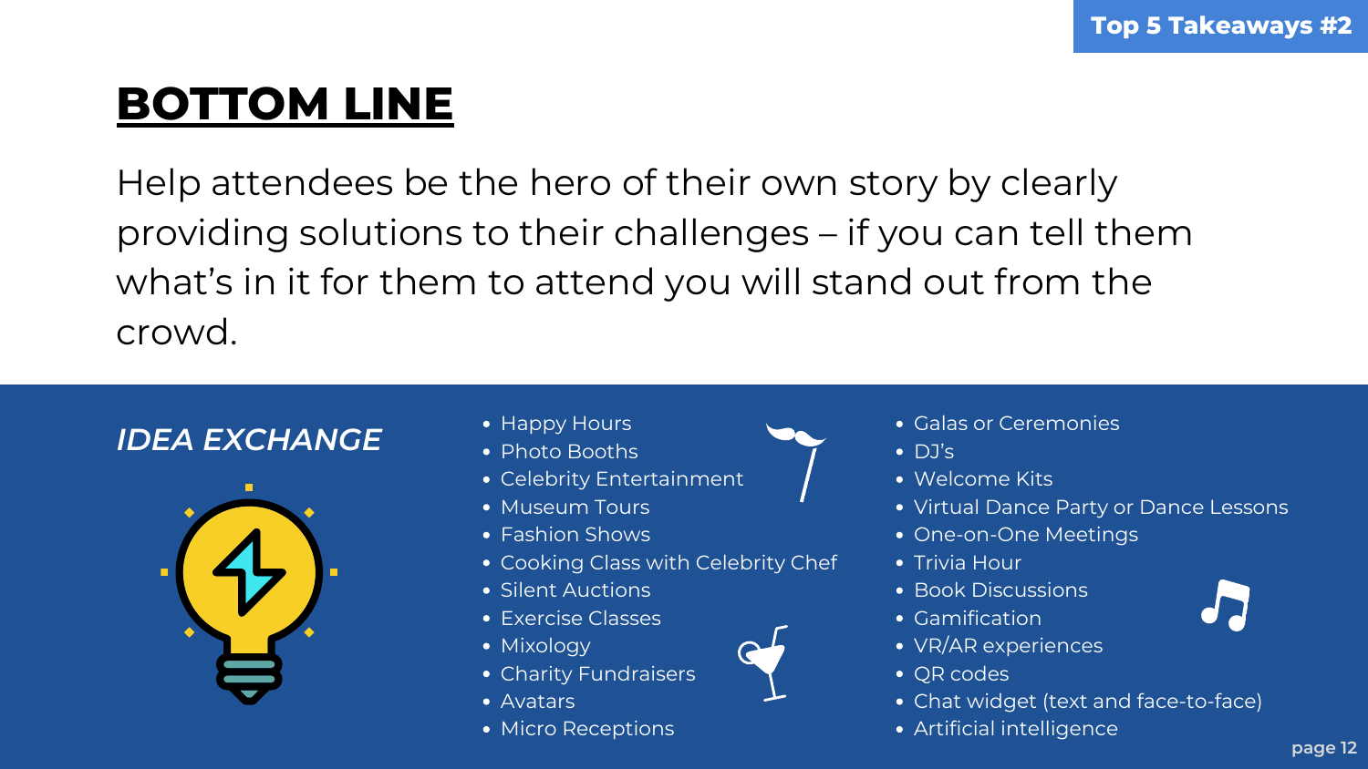Top 5 Takeaways #2

# BOTTOM LINE

Help attendees be the hero of their own story by clearly providing solutions to their challenges – if you can tell them what's in it for them to attend you will stand out from the crowd.

## *IDEA EXCHANGE*

- Happy Hours
- Photo Booths
- Celebrity Entertainment
- Museum Tours
- Fashion Shows
- Cooking Class with Celebrity Chef
- Silent Auctions
- Exercise Classes
- Mixology
- Charity Fundraisers
- Avatars
- Micro Receptions
- Galas or Ceremonies
- DJ's
- Welcome Kits
- Virtual Dance Party or Dance Lessons
- One-on-One Meetings
- Trivia Hour
- Book Discussions
- Gamification
- VR/AR experiences
- QR codes
- Chat widget (text and face-to-face)
- Artificial intelligence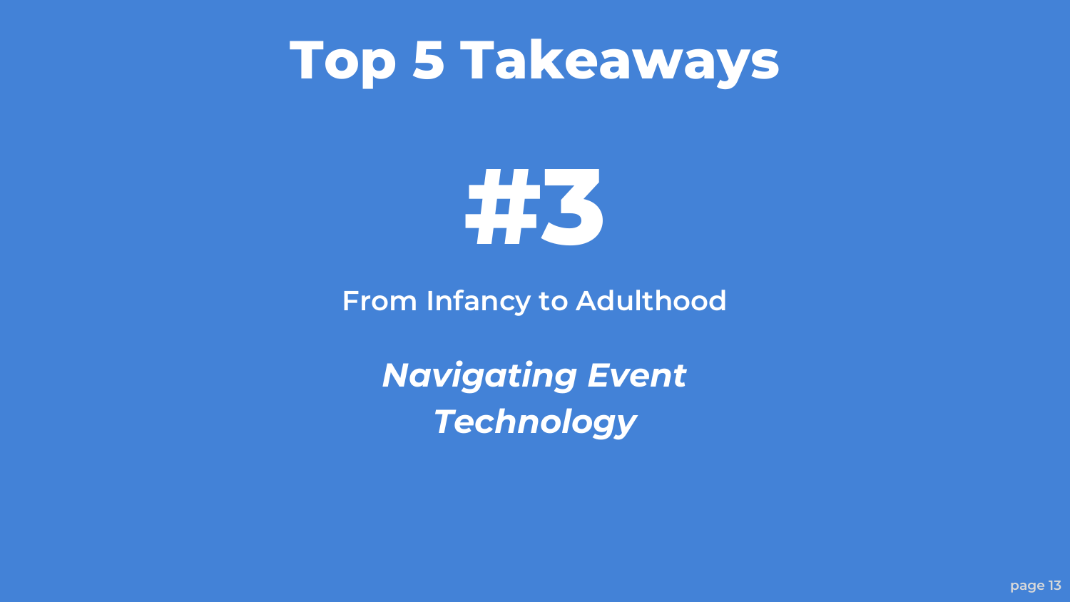# Top 5 Takeaways

## #3

From Infancy to Adulthood

***Navigating Event Technology***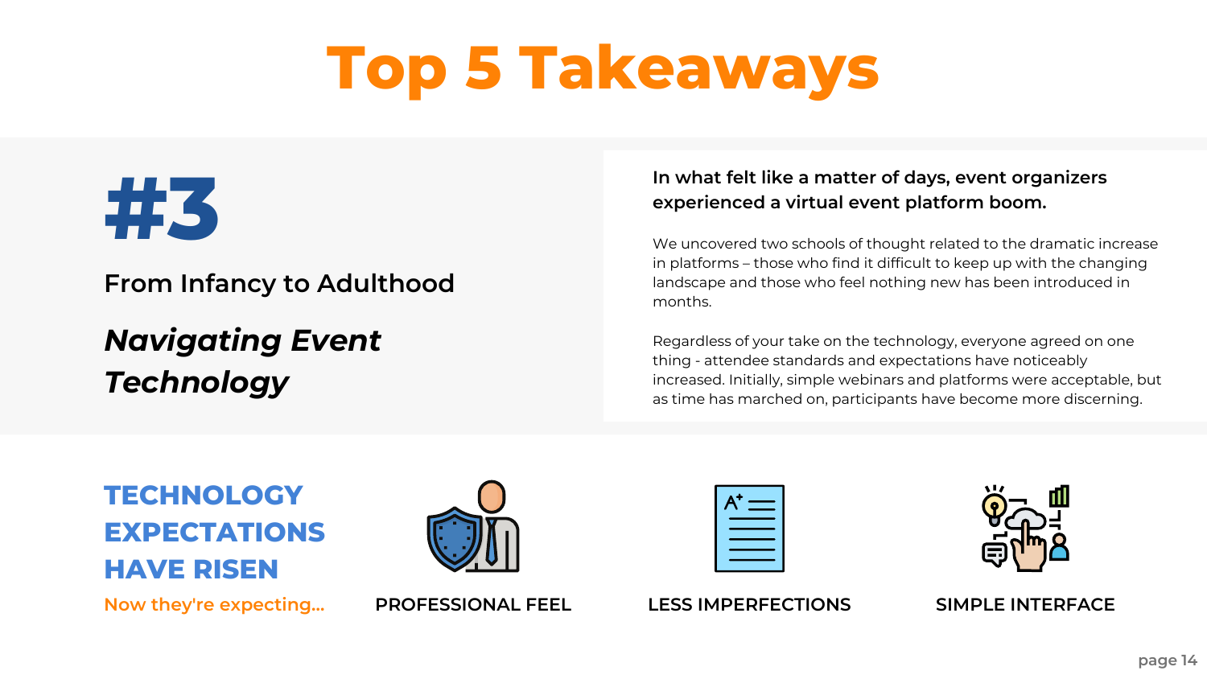# Top 5 Takeaways

## #3

From Infancy to Adulthood

***Navigating Event Technology***

**In what felt like a matter of days, event organizers experienced a virtual event platform boom.**

We uncovered two schools of thought related to the dramatic increase in platforms – those who find it difficult to keep up with the changing landscape and those who feel nothing new has been introduced in months.

Regardless of your take on the technology, everyone agreed on one thing - attendee standards and expectations have noticeably increased. Initially, simple webinars and platforms were acceptable, but as time has marched on, participants have become more discerning.

**TECHNOLOGY EXPECTATIONS HAVE RISEN**

Now they're expecting...

- PROFESSIONAL FEEL
- LESS IMPERFECTIONS
- SIMPLE INTERFACE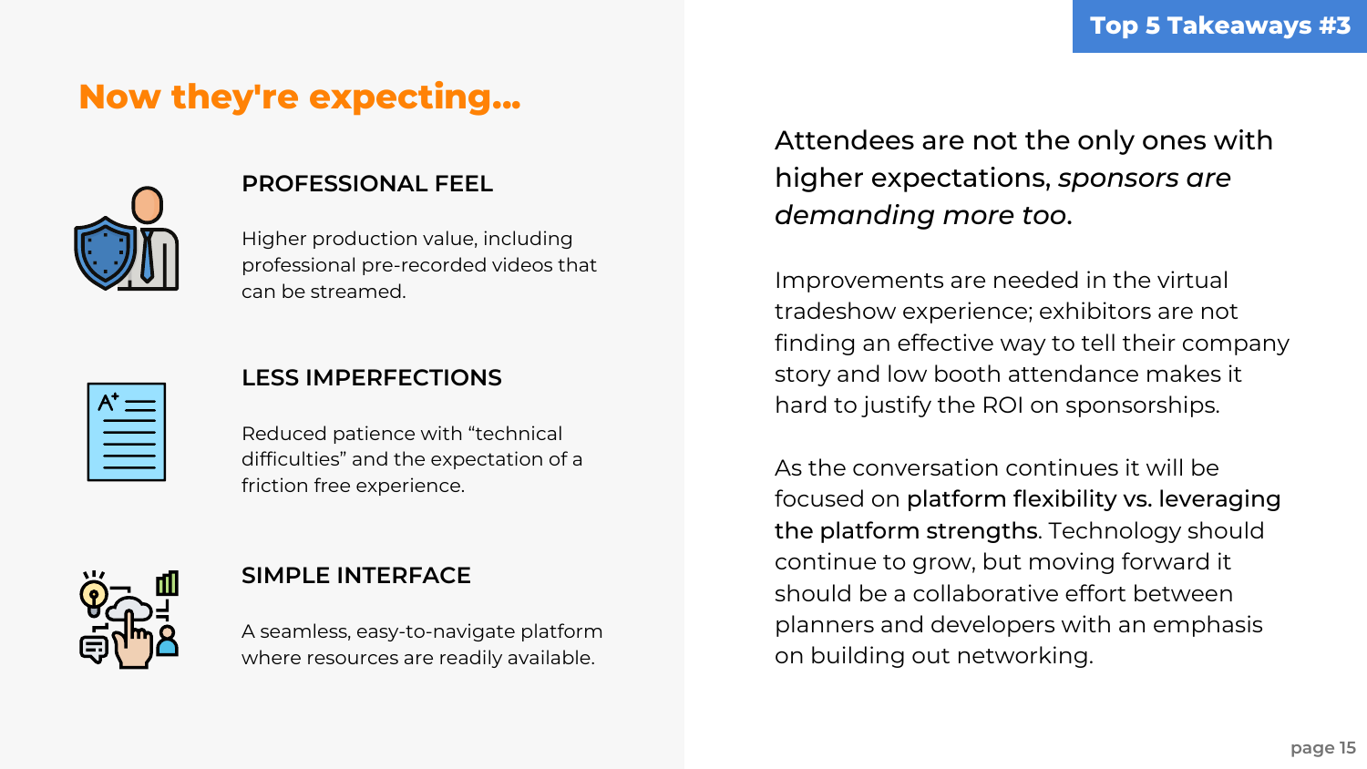## Top 5 Takeaways #3

# Now they're expecting...

### PROFESSIONAL FEEL

Higher production value, including professional pre-recorded videos that can be streamed.

### LESS IMPERFECTIONS

Reduced patience with “technical difficulties” and the expectation of a friction free experience.

### SIMPLE INTERFACE

A seamless, easy-to-navigate platform where resources are readily available.

Attendees are not the only ones with higher expectations, *sponsors are demanding more too.*

Improvements are needed in the virtual tradeshow experience; exhibitors are not finding an effective way to tell their company story and low booth attendance makes it hard to justify the ROI on sponsorships.

As the conversation continues it will be focused on platform flexibility vs. leveraging the platform strengths. Technology should continue to grow, but moving forward it should be a collaborative effort between planners and developers with an emphasis on building out networking.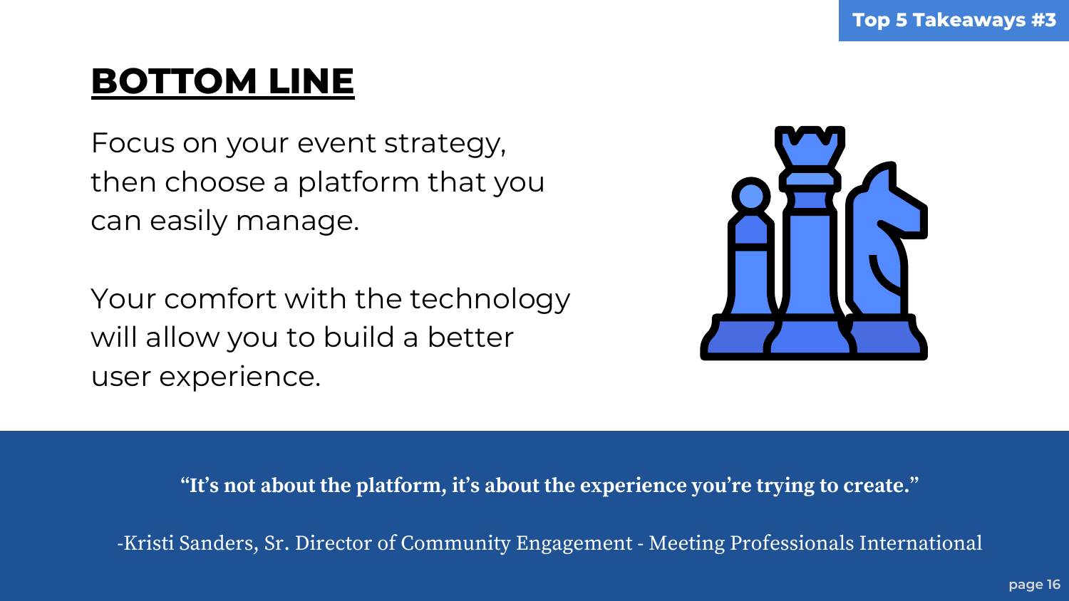Top 5 Takeaways #3

# BOTTOM LINE

Focus on your event strategy, then choose a platform that you can easily manage.

Your comfort with the technology will allow you to build a better user experience.

> **"It's not about the platform, it's about the experience you're trying to create."**
>
> -Kristi Sanders, Sr. Director of Community Engagement - Meeting Professionals International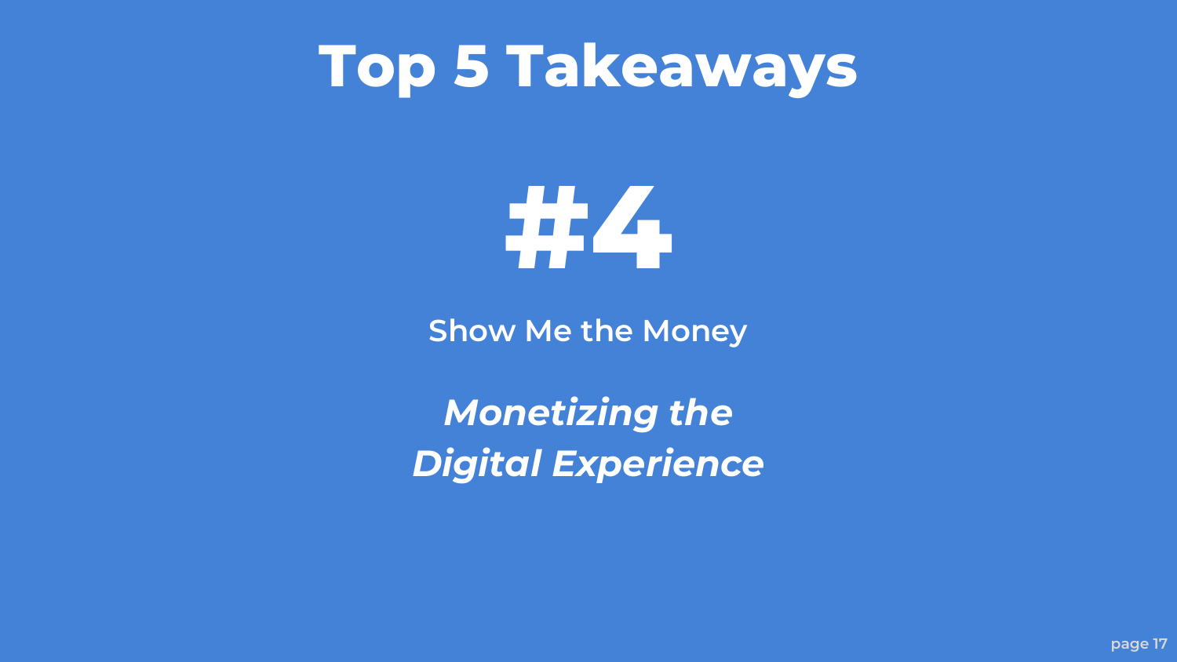# Top 5 Takeaways

## #4

Show Me the Money

***Monetizing the Digital Experience***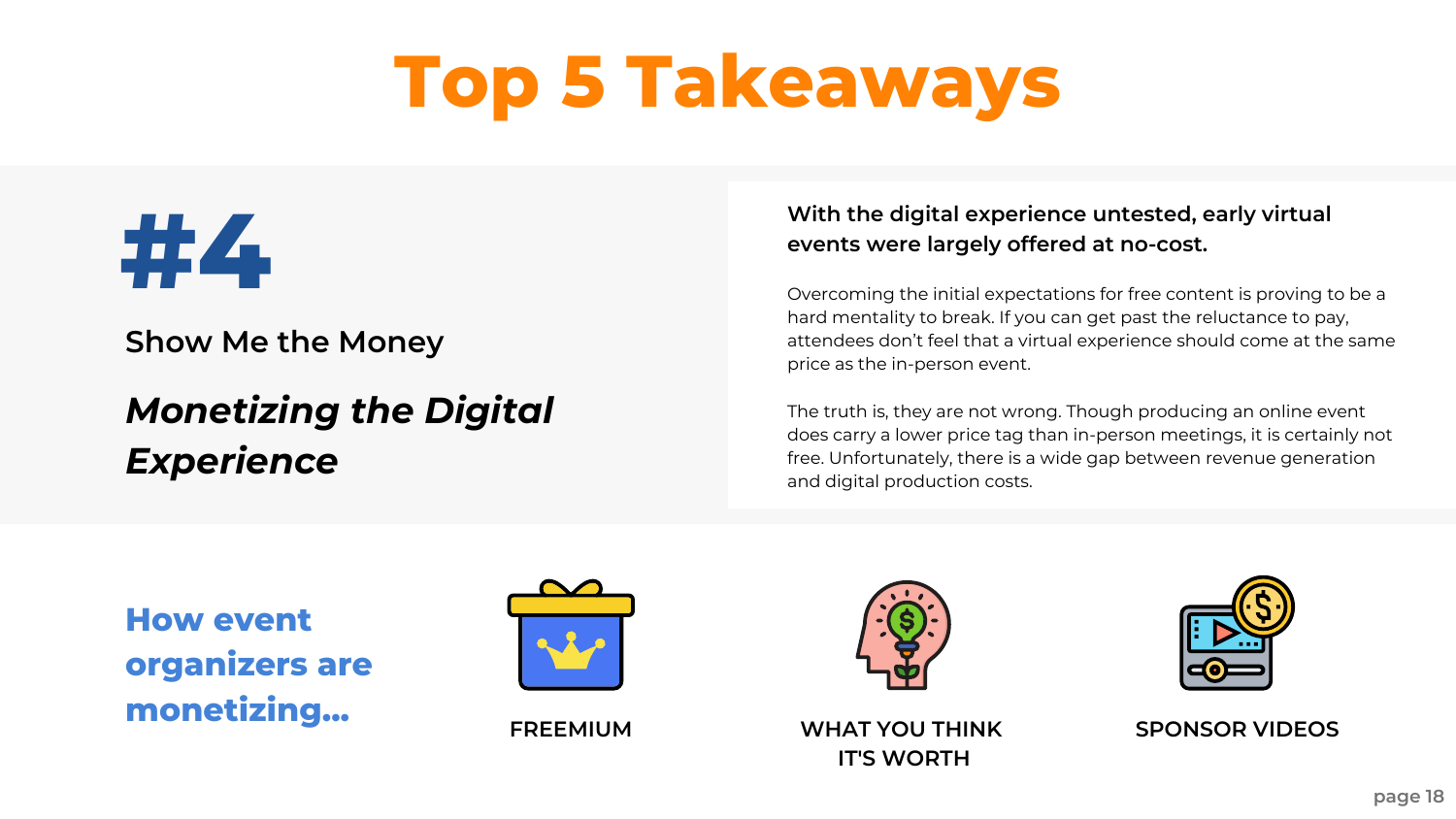# Top 5 Takeaways

## #4

Show Me the Money

***Monetizing the Digital Experience***

**With the digital experience untested, early virtual events were largely offered at no-cost.**

Overcoming the initial expectations for free content is proving to be a hard mentality to break. If you can get past the reluctance to pay, attendees don't feel that a virtual experience should come at the same price as the in-person event.

The truth is, they are not wrong. Though producing an online event does carry a lower price tag than in-person meetings, it is certainly not free. Unfortunately, there is a wide gap between revenue generation and digital production costs.

### How event organizers are monetizing...

- FREEMIUM
- WHAT YOU THINK IT'S WORTH
- SPONSOR VIDEOS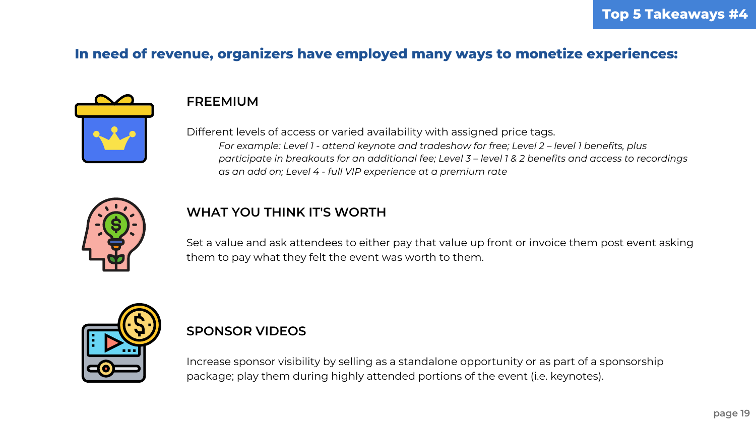Top 5 Takeaways #4

## In need of revenue, organizers have employed many ways to monetize experiences:

### FREEMIUM

Different levels of access or varied availability with assigned price tags.

*For example: Level 1 - attend keynote and tradeshow for free; Level 2 – level 1 benefits, plus participate in breakouts for an additional fee; Level 3 – level 1 & 2 benefits and access to recordings as an add on; Level 4 - full VIP experience at a premium rate*

### WHAT YOU THINK IT'S WORTH

Set a value and ask attendees to either pay that value up front or invoice them post event asking them to pay what they felt the event was worth to them.

### SPONSOR VIDEOS

Increase sponsor visibility by selling as a standalone opportunity or as part of a sponsorship package; play them during highly attended portions of the event (i.e. keynotes).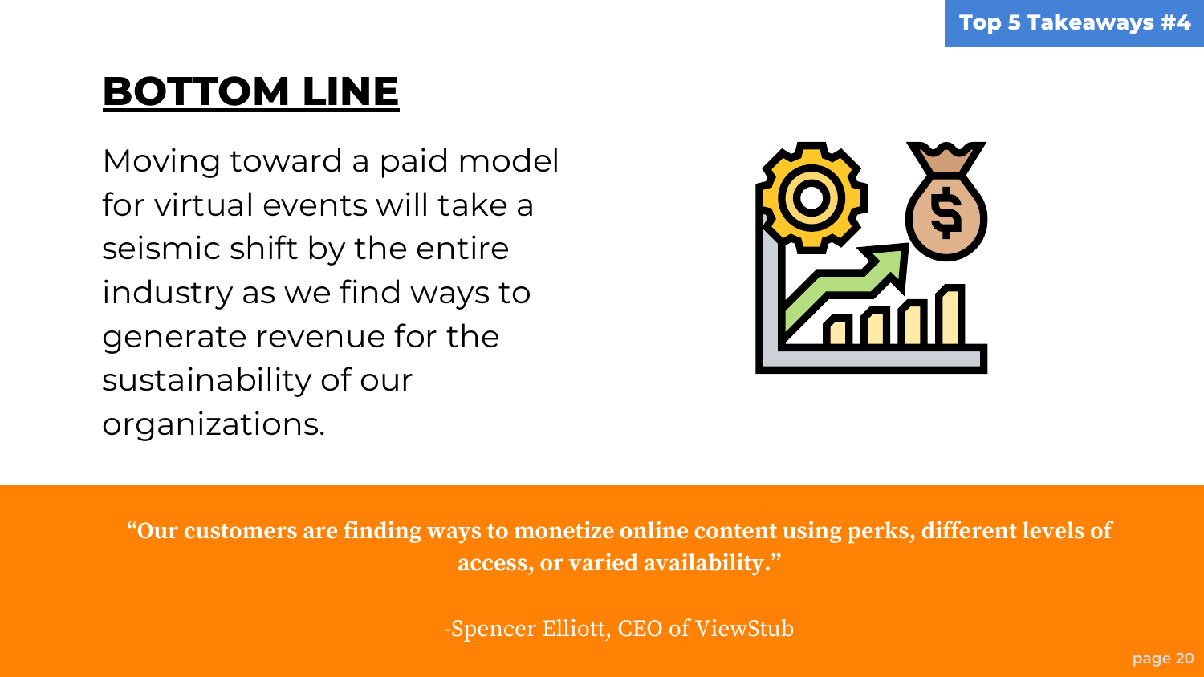Top 5 Takeaways #4

# BOTTOM LINE

Moving toward a paid model for virtual events will take a seismic shift by the entire industry as we find ways to generate revenue for the sustainability of our organizations.

**"Our customers are finding ways to monetize online content using perks, different levels of access, or varied availability."**

-Spencer Elliott, CEO of ViewStub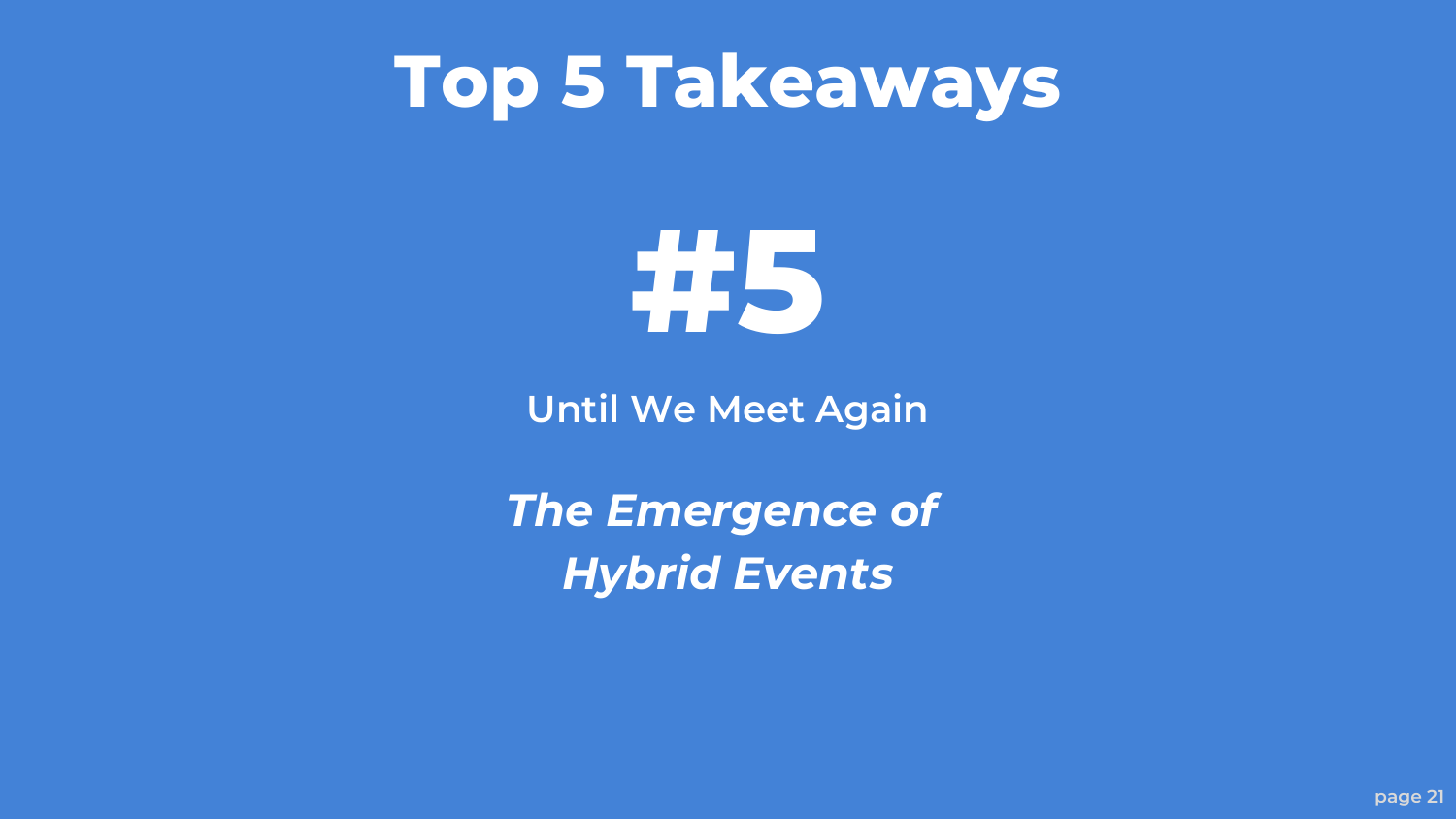# Top 5 Takeaways

## #5

Until We Meet Again

***The Emergence of Hybrid Events***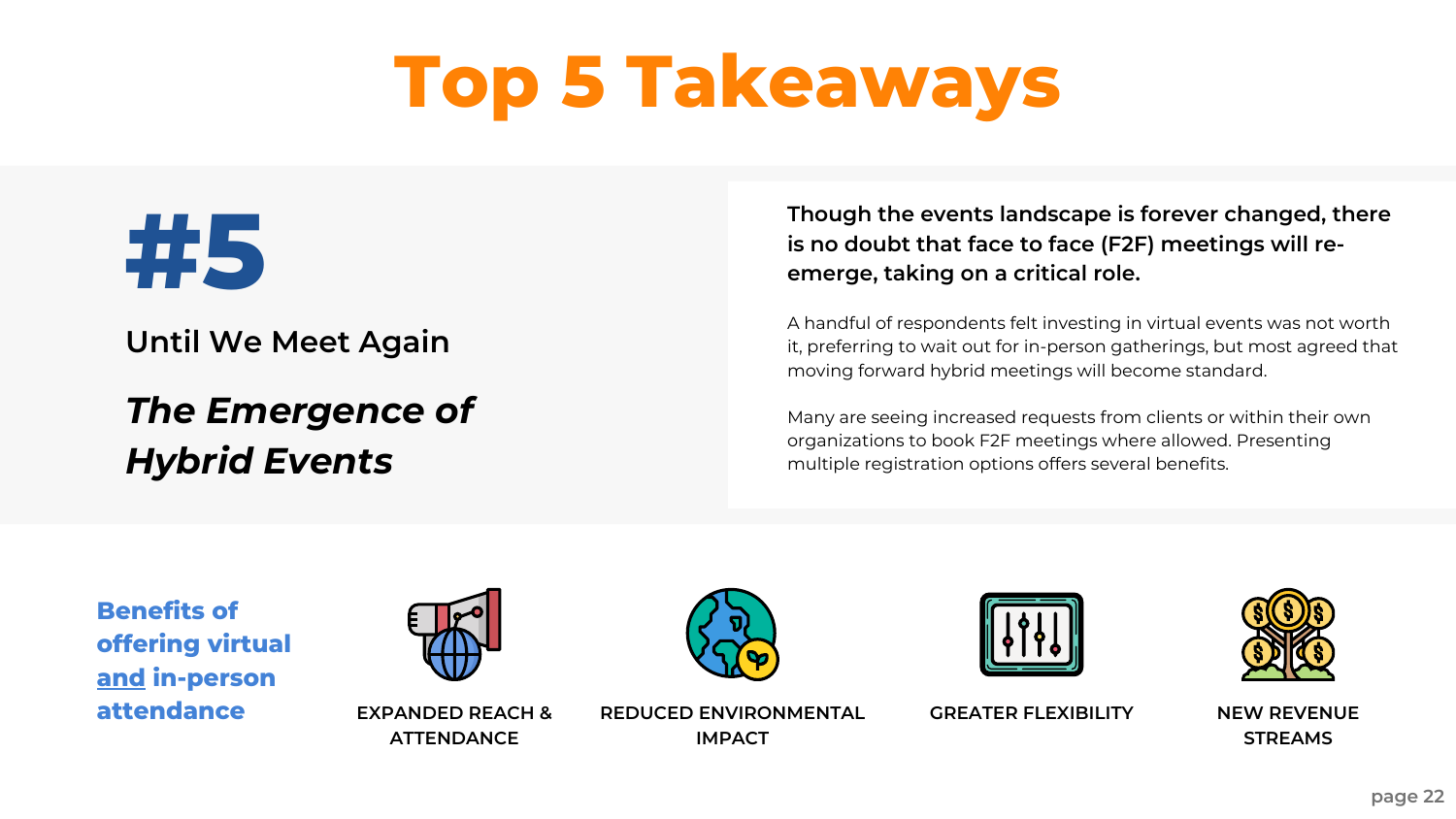# Top 5 Takeaways

## #5

Until We Meet Again

### *The Emergence of Hybrid Events*

**Though the events landscape is forever changed, there is no doubt that face to face (F2F) meetings will re-emerge, taking on a critical role.**

A handful of respondents felt investing in virtual events was not worth it, preferring to wait out for in-person gatherings, but most agreed that moving forward hybrid meetings will become standard.

Many are seeing increased requests from clients or within their own organizations to book F2F meetings where allowed. Presenting multiple registration options offers several benefits.

**Benefits of offering virtual and in-person attendance**

- EXPANDED REACH & ATTENDANCE
- REDUCED ENVIRONMENTAL IMPACT
- GREATER FLEXIBILITY
- NEW REVENUE STREAMS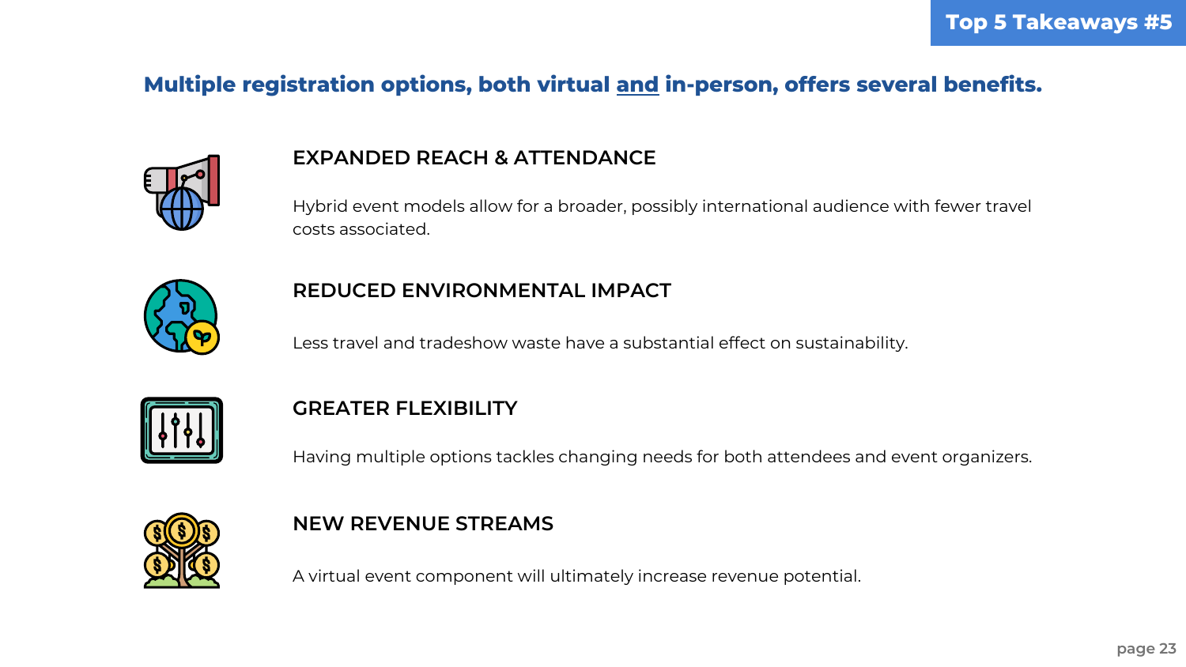Top 5 Takeaways #5

## Multiple registration options, both virtual <u>and</u> in-person, offers several benefits.

### EXPANDED REACH & ATTENDANCE

Hybrid event models allow for a broader, possibly international audience with fewer travel costs associated.

### REDUCED ENVIRONMENTAL IMPACT

Less travel and tradeshow waste have a substantial effect on sustainability.

### GREATER FLEXIBILITY

Having multiple options tackles changing needs for both attendees and event organizers.

### NEW REVENUE STREAMS

A virtual event component will ultimately increase revenue potential.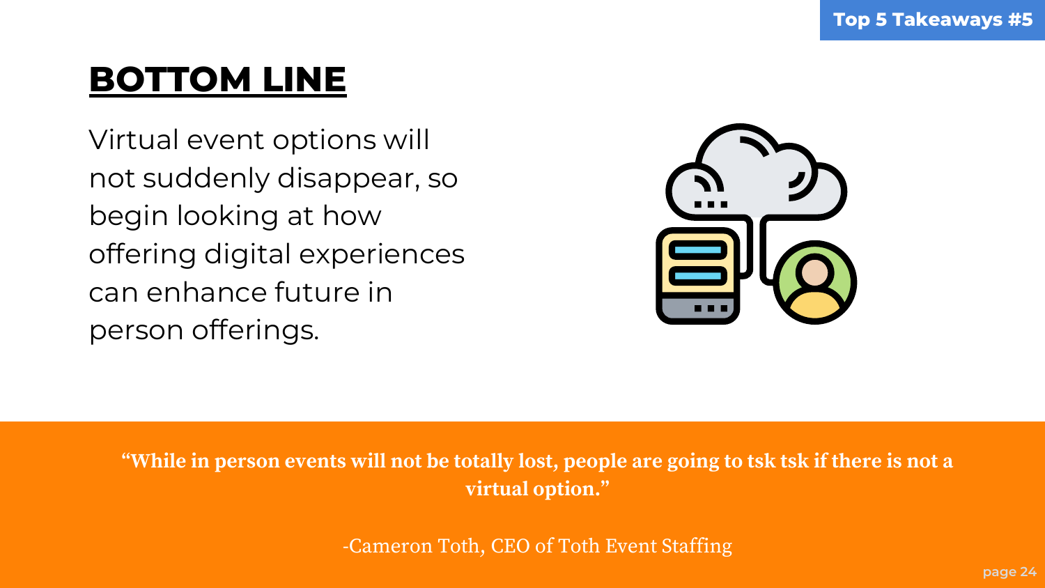Top 5 Takeaways #5

# BOTTOM LINE

Virtual event options will not suddenly disappear, so begin looking at how offering digital experiences can enhance future in person offerings.

**"While in person events will not be totally lost, people are going to tsk tsk if there is not a virtual option."**

-Cameron Toth, CEO of Toth Event Staffing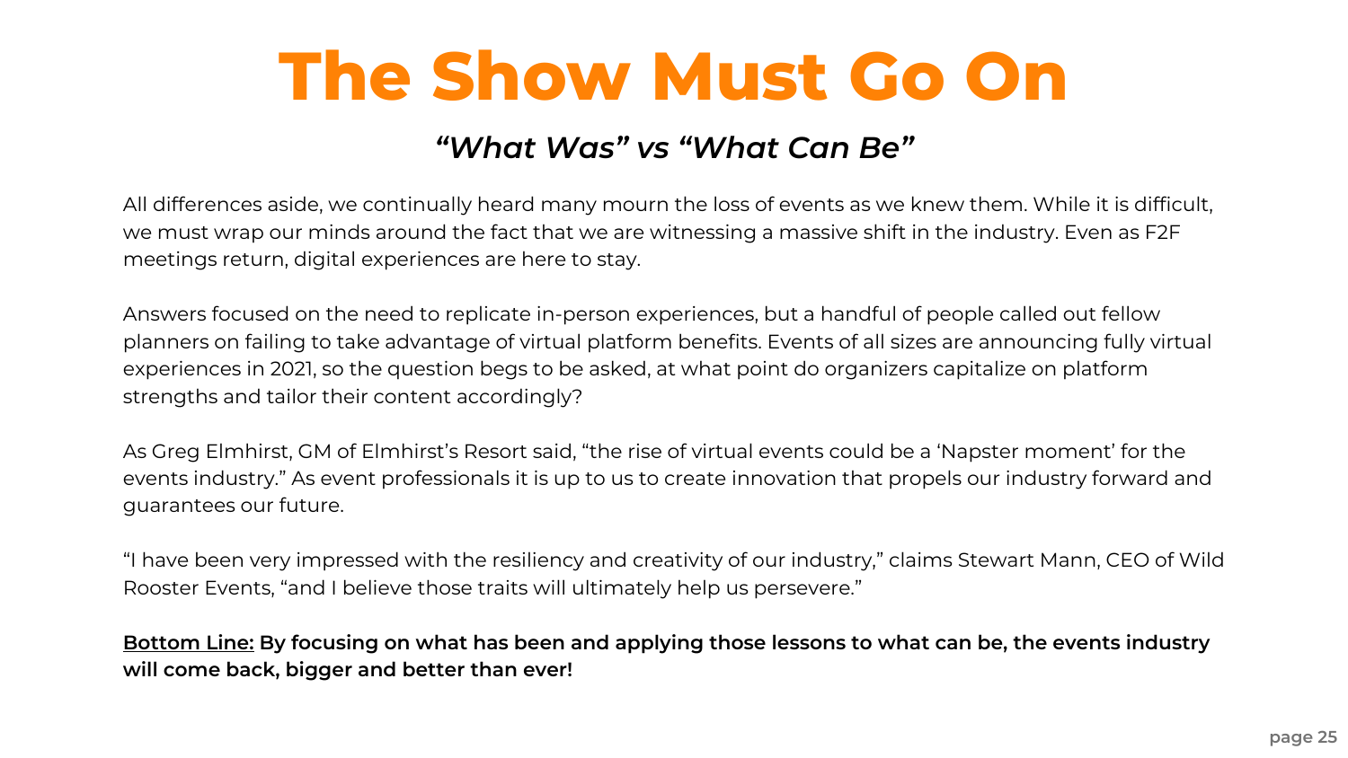# The Show Must Go On

## *“What Was” vs “What Can Be”*

All differences aside, we continually heard many mourn the loss of events as we knew them. While it is difficult, we must wrap our minds around the fact that we are witnessing a massive shift in the industry. Even as F2F meetings return, digital experiences are here to stay.

Answers focused on the need to replicate in-person experiences, but a handful of people called out fellow planners on failing to take advantage of virtual platform benefits. Events of all sizes are announcing fully virtual experiences in 2021, so the question begs to be asked, at what point do organizers capitalize on platform strengths and tailor their content accordingly?

As Greg Elmhirst, GM of Elmhirst’s Resort said, “the rise of virtual events could be a ‘Napster moment’ for the events industry.” As event professionals it is up to us to create innovation that propels our industry forward and guarantees our future.

“I have been very impressed with the resiliency and creativity of our industry,” claims Stewart Mann, CEO of Wild Rooster Events, “and I believe those traits will ultimately help us persevere.”

**<u>Bottom Line:</u> By focusing on what has been and applying those lessons to what can be, the events industry will come back, bigger and better than ever!**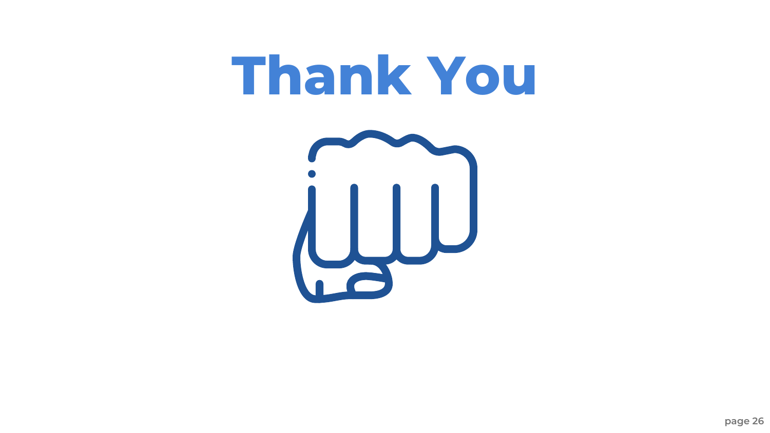# Thank You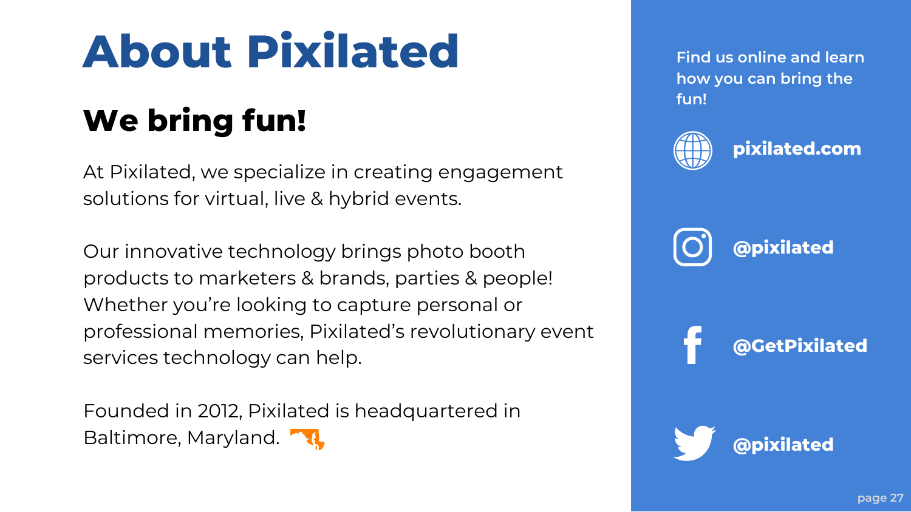# About Pixilated

## We bring fun!

At Pixilated, we specialize in creating engagement solutions for virtual, live & hybrid events.

Our innovative technology brings photo booth products to marketers & brands, parties & people! Whether you're looking to capture personal or professional memories, Pixilated's revolutionary event services technology can help.

Founded in 2012, Pixilated is headquartered in Baltimore, Maryland.

**Find us online and learn how you can bring the fun!**

**pixilated.com**

**@pixilated**

**@GetPixilated**

**@pixilated**